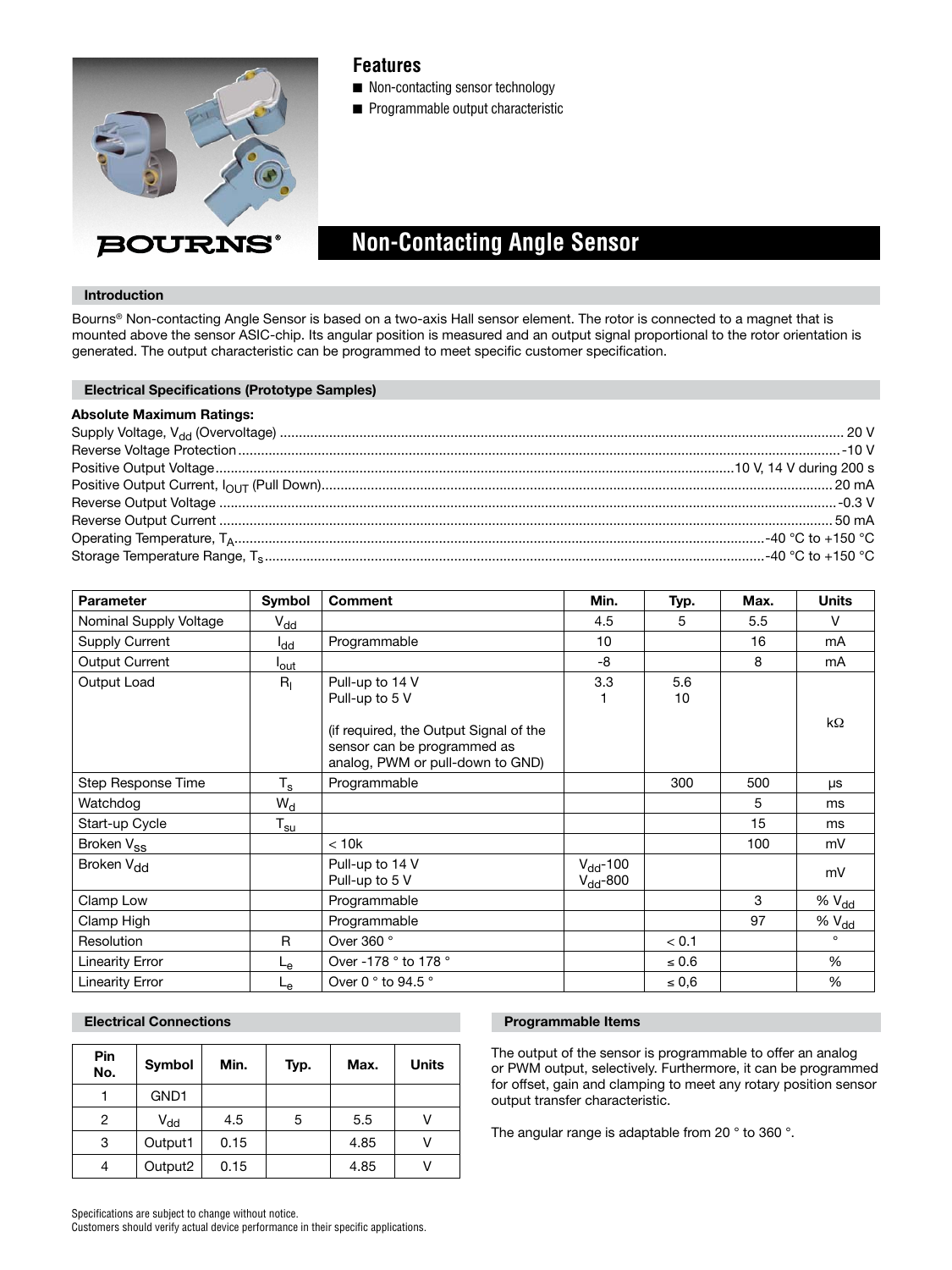## Features

- Non-contacting sensor technology
- Programmable output characteristic

BOURNS®

# Non-Contacting Angle Sensor

### Introduction

Bourns® Non-contacting Angle Sensor is based on a two-axis Hall sensor element. The rotor is connected to a magnet that is mounted above the sensor ASIC-chip. Its angular position is measured and an output signal proportional to the rotor orientation is generated. The output characteristic can be programmed to meet specific customer specification.

### Electrical Specifications (Prototype Samples)

**Absolute Maximum Ratings:**

Supply Voltage, $V_{dd}$ (Overvoltage) ............ 20 V
Reverse Voltage Protection ............ -10 V
Positive Output Voltage ............ 10 V, 14 V during 200 s
Positive Output Current, $I_{OUT}$ (Pull Down) ............ 20 mA
Reverse Output Voltage ............ -0.3 V
Reverse Output Current ............ 50 mA
Operating Temperature, $T_A$ ............ -40 °C to +150 °C
Storage Temperature Range, $T_s$ ............ -40 °C to +150 °C

| Parameter | Symbol | Comment | Min. | Typ. | Max. | Units |
|---|---|---|---|---|---|---|
| Nominal Supply Voltage | $V_{dd}$ | | 4.5 | 5 | 5.5 | V |
| Supply Current | $I_{dd}$ | Programmable | 10 | | 16 | mA |
| Output Current | $I_{out}$ | | -8 | | 8 | mA |
| Output Load | $R_l$ | Pull-up to 14 V<br>Pull-up to 5 V<br><br>(if required, the Output Signal of the sensor can be programmed as analog, PWM or pull-down to GND) | 3.3<br>1 | 5.6<br>10 | | kΩ |
| Step Response Time | $T_s$ | Programmable | | 300 | 500 | µs |
| Watchdog | $W_d$ | | | | 5 | ms |
| Start-up Cycle | $T_{su}$ | | | | 15 | ms |
| Broken $V_{SS}$ | | < 10k | | | 100 | mV |
| Broken $V_{dd}$ | | Pull-up to 14 V<br>Pull-up to 5 V | $V_{dd}$-100<br>$V_{dd}$-800 | | | mV |
| Clamp Low | | Programmable | | | 3 | % $V_{dd}$ |
| Clamp High | | Programmable | | | 97 | % $V_{dd}$ |
| Resolution | R | Over 360 ° | | < 0.1 | | ° |
| Linearity Error | $L_e$ | Over -178 ° to 178 ° | | ≤ 0.6 | | % |
| Linearity Error | $L_e$ | Over 0 ° to 94.5 ° | | ≤ 0,6 | | % |

### Electrical Connections

| Pin No. | Symbol | Min. | Typ. | Max. | Units |
|---|---|---|---|---|---|
| 1 | GND1 | | | | |
| 2 | $V_{dd}$ | 4.5 | 5 | 5.5 | V |
| 3 | Output1 | 0.15 | | 4.85 | V |
| 4 | Output2 | 0.15 | | 4.85 | V |

### Programmable Items

The output of the sensor is programmable to offer an analog or PWM output, selectively. Furthermore, it can be programmed for offset, gain and clamping to meet any rotary position sensor output transfer characteristic.

The angular range is adaptable from 20 ° to 360 °.

Specifications are subject to change without notice.
Customers should verify actual device performance in their specific applications.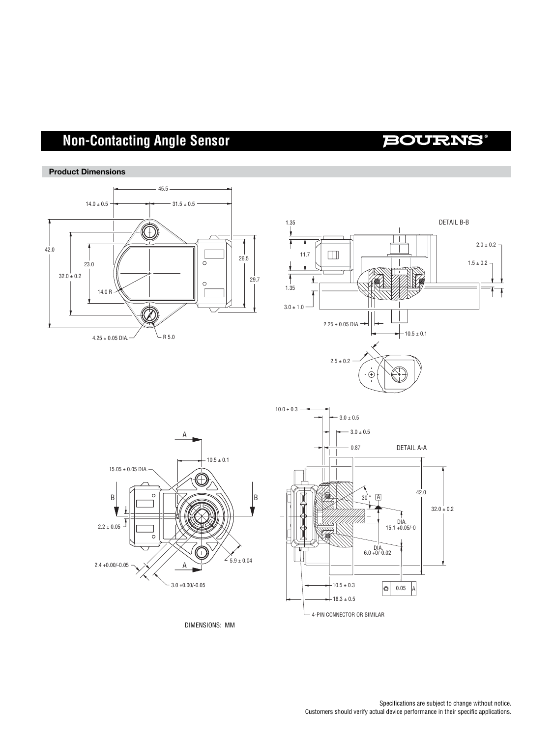# Non-Contacting Angle Sensor

## Product Dimensions

45.5

14.0 ± 0.5

31.5 ± 0.5

42.0

23.0

32.0 ± 0.2

14.0 R

26.5

29.7

4.25 ± 0.05 DIA.

R 5.0

1.35

DETAIL B-B

11.7

2.0 ± 0.2

1.5 ± 0.2

1.35

3.0 ± 1.0

2.25 ± 0.05 DIA.

10.5 ± 0.1

2.5 ± 0.2

A

10.5 ± 0.1

15.05 ± 0.05 DIA.

B

B

2.2 ± 0.05

5.9 ± 0.04

2.4 +0.00/-0.05

A

3.0 +0.00/-0.05

10.0 ± 0.3

3.0 ± 0.5

3.0 ± 0.5

0.87

DETAIL A-A

42.0

30 °

A

32.0 ± 0.2

DIA.
15.1 +0.05/-0

DIA.
6.0 +0/-0.02

10.5 ± 0.3

0.05 A

18.3 ± 0.5

4-PIN CONNECTOR OR SIMILAR

DIMENSIONS: MM

Specifications are subject to change without notice.
Customers should verify actual device performance in their specific applications.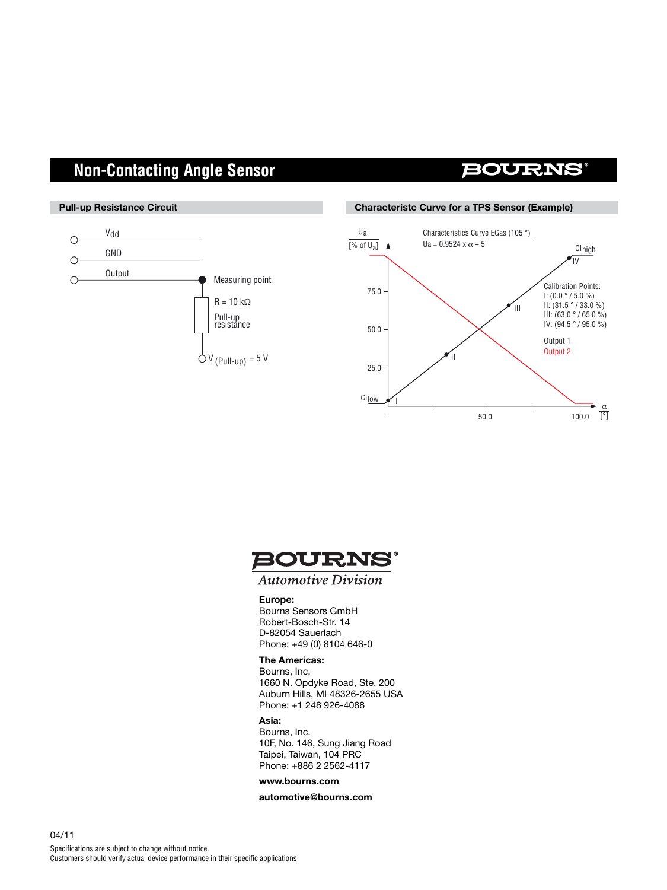## Pull-up Resistance Circuit

$V_{dd}$

GND

Output

Measuring point

R = 10 kΩ

Pull-up resistance

$V_{(Pull\text{-}up)}$ = 5 V

## Characteristc Curve for a TPS Sensor (Example)

$U_a$

[% of $U_a$]

Characteristics Curve EGas (105 °)

$U_a = 0.9524 \times \alpha + 5$

$Cl_{high}$

IV

Calibration Points:

I: (0.0 ° / 5.0 %)

II: (31.5 ° / 33.0 %)

III: (63.0 ° / 65.0 %)

IV: (94.5 ° / 95.0 %)

Output 1

Output 2

75.0

50.0

25.0

$Cl_{low}$

I

II

III

50.0

100.0

α

[°]

**BOURNS®**

*Automotive Division*

**Europe:**
Bourns Sensors GmbH
Robert-Bosch-Str. 14
D-82054 Sauerlach
Phone: +49 (0) 8104 646-0

**The Americas:**
Bourns, Inc.
1660 N. Opdyke Road, Ste. 200
Auburn Hills, MI 48326-2655 USA
Phone: +1 248 926-4088

**Asia:**
Bourns, Inc.
10F, No. 146, Sung Jiang Road
Taipei, Taiwan, 104 PRC
Phone: +886 2 2562-4117

**www.bourns.com**

**automotive@bourns.com**

04/11

Specifications are subject to change without notice.
Customers should verify actual device performance in their specific applications